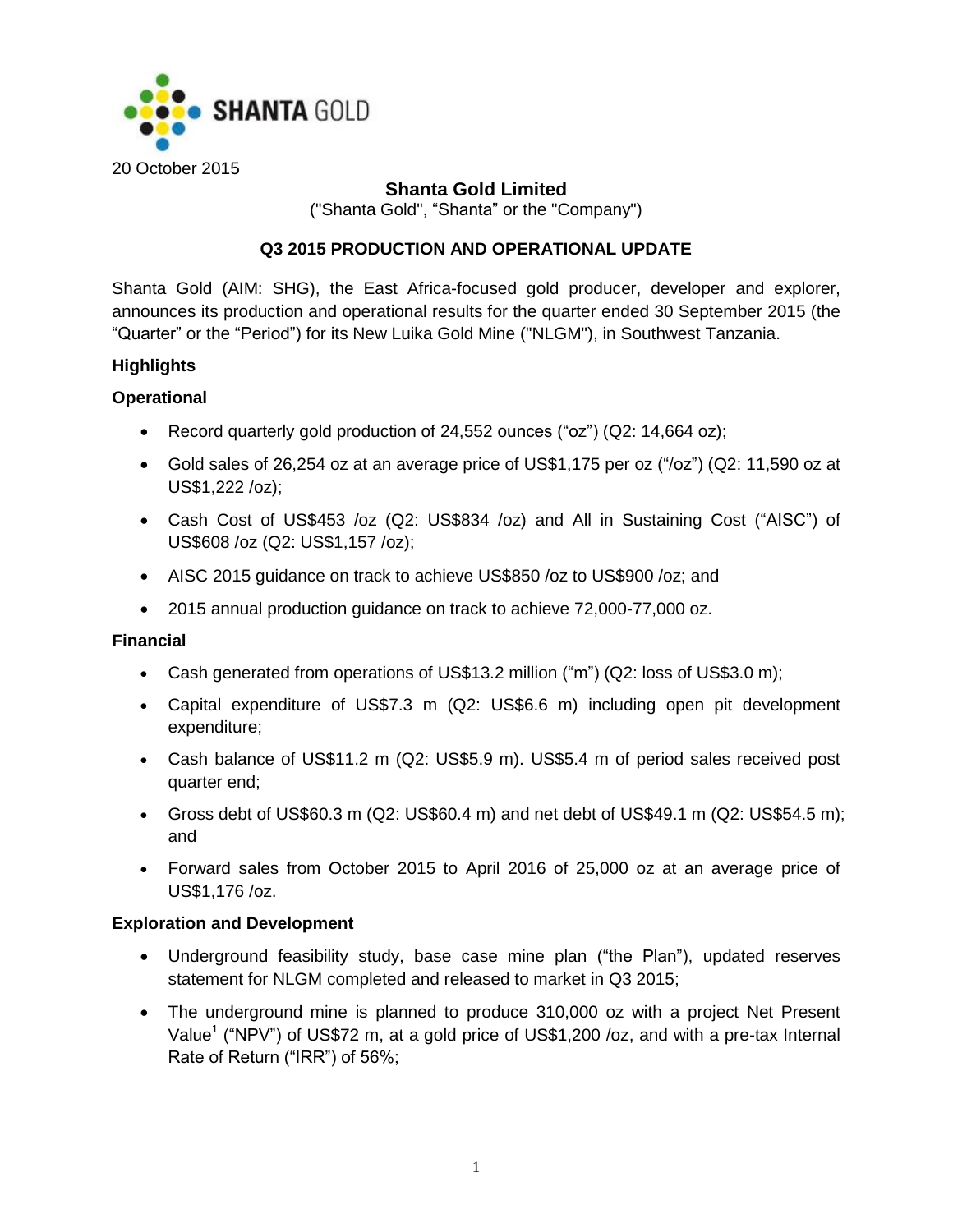SHANTA GOLD

20 October 2015

# Shanta Gold Limited

("Shanta Gold", "Shanta" or the "Company")

## Q3 2015 PRODUCTION AND OPERATIONAL UPDATE

Shanta Gold (AIM: SHG), the East Africa-focused gold producer, developer and explorer, announces its production and operational results for the quarter ended 30 September 2015 (the "Quarter" or the "Period") for its New Luika Gold Mine ("NLGM"), in Southwest Tanzania.

### Highlights

#### Operational

- Record quarterly gold production of 24,552 ounces ("oz") (Q2: 14,664 oz);
- Gold sales of 26,254 oz at an average price of US$1,175 per oz ("/oz") (Q2: 11,590 oz at US$1,222 /oz);
- Cash Cost of US$453 /oz (Q2: US$834 /oz) and All in Sustaining Cost ("AISC") of US$608 /oz (Q2: US$1,157 /oz);
- AISC 2015 guidance on track to achieve US$850 /oz to US$900 /oz; and
- 2015 annual production guidance on track to achieve 72,000-77,000 oz.

#### Financial

- Cash generated from operations of US$13.2 million ("m") (Q2: loss of US$3.0 m);
- Capital expenditure of US$7.3 m (Q2: US$6.6 m) including open pit development expenditure;
- Cash balance of US$11.2 m (Q2: US$5.9 m). US$5.4 m of period sales received post quarter end;
- Gross debt of US$60.3 m (Q2: US$60.4 m) and net debt of US$49.1 m (Q2: US$54.5 m); and
- Forward sales from October 2015 to April 2016 of 25,000 oz at an average price of US$1,176 /oz.

#### Exploration and Development

- Underground feasibility study, base case mine plan ("the Plan"), updated reserves statement for NLGM completed and released to market in Q3 2015;
- The underground mine is planned to produce 310,000 oz with a project Net Present Value[1] ("NPV") of US$72 m, at a gold price of US$1,200 /oz, and with a pre-tax Internal Rate of Return ("IRR") of 56%;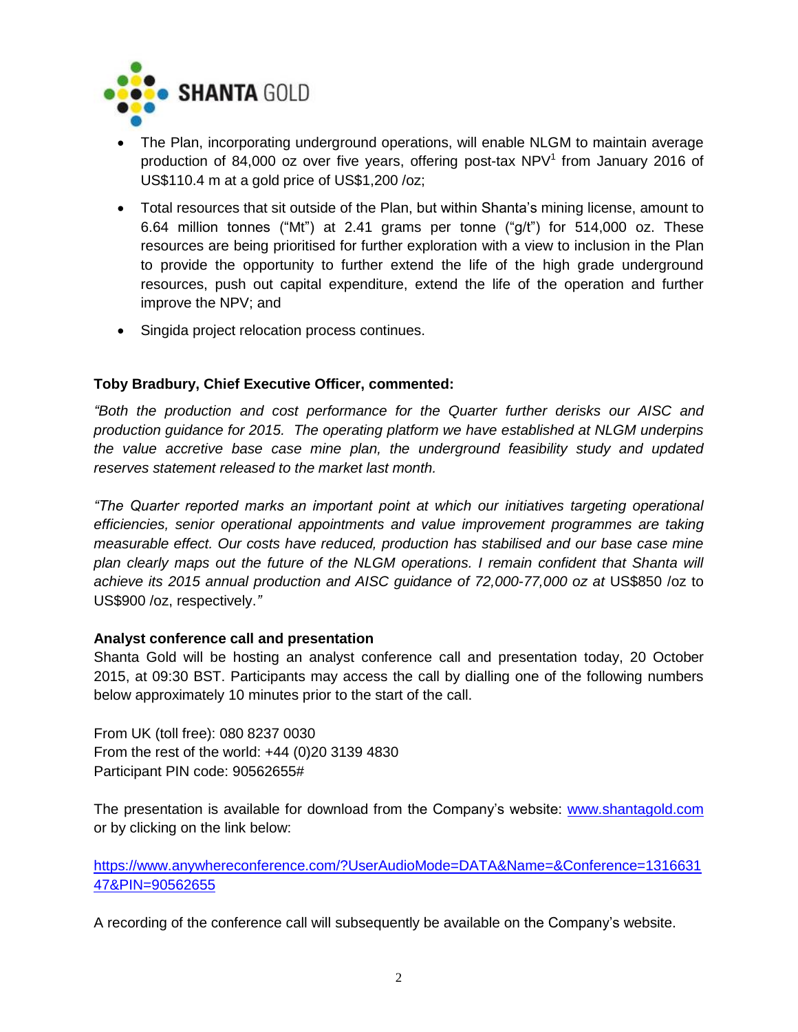- The Plan, incorporating underground operations, will enable NLGM to maintain average production of 84,000 oz over five years, offering post-tax NPV[1] from January 2016 of US$110.4 m at a gold price of US$1,200 /oz;
- Total resources that sit outside of the Plan, but within Shanta's mining license, amount to 6.64 million tonnes ("Mt") at 2.41 grams per tonne ("g/t") for 514,000 oz. These resources are being prioritised for further exploration with a view to inclusion in the Plan to provide the opportunity to further extend the life of the high grade underground resources, push out capital expenditure, extend the life of the operation and further improve the NPV; and
- Singida project relocation process continues.

**Toby Bradbury, Chief Executive Officer, commented:**

*"Both the production and cost performance for the Quarter further derisks our AISC and production guidance for 2015. The operating platform we have established at NLGM underpins the value accretive base case mine plan, the underground feasibility study and updated reserves statement released to the market last month.*

*"The Quarter reported marks an important point at which our initiatives targeting operational efficiencies, senior operational appointments and value improvement programmes are taking measurable effect. Our costs have reduced, production has stabilised and our base case mine plan clearly maps out the future of the NLGM operations. I remain confident that Shanta will achieve its 2015 annual production and AISC guidance of 72,000-77,000 oz at* US$850 /oz to US$900 /oz, respectively.*"*

**Analyst conference call and presentation**
Shanta Gold will be hosting an analyst conference call and presentation today, 20 October 2015, at 09:30 BST. Participants may access the call by dialling one of the following numbers below approximately 10 minutes prior to the start of the call.

From UK (toll free): 080 8237 0030
From the rest of the world: +44 (0)20 3139 4830
Participant PIN code: 90562655#

The presentation is available for download from the Company's website: www.shantagold.com or by clicking on the link below:

https://www.anywhereconference.com/?UserAudioMode=DATA&Name=&Conference=131663147&PIN=90562655

A recording of the conference call will subsequently be available on the Company's website.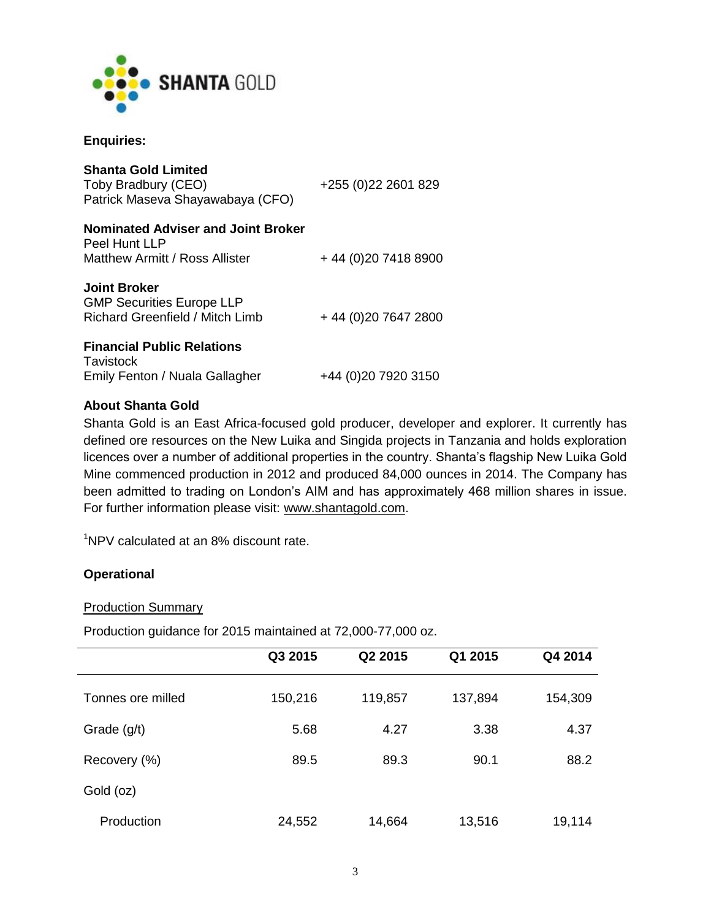**Enquiries:**

**Shanta Gold Limited**
Toby Bradbury (CEO) +255 (0)22 2601 829
Patrick Maseva Shayawabaya (CFO)

**Nominated Adviser and Joint Broker**
Peel Hunt LLP
Matthew Armitt / Ross Allister + 44 (0)20 7418 8900

**Joint Broker**
GMP Securities Europe LLP
Richard Greenfield / Mitch Limb + 44 (0)20 7647 2800

**Financial Public Relations**
Tavistock
Emily Fenton / Nuala Gallagher +44 (0)20 7920 3150

**About Shanta Gold**

Shanta Gold is an East Africa-focused gold producer, developer and explorer. It currently has defined ore resources on the New Luika and Singida projects in Tanzania and holds exploration licences over a number of additional properties in the country. Shanta's flagship New Luika Gold Mine commenced production in 2012 and produced 84,000 ounces in 2014. The Company has been admitted to trading on London's AIM and has approximately 468 million shares in issue. For further information please visit: www.shantagold.com.

[1]NPV calculated at an 8% discount rate.

**Operational**

Production Summary

Production guidance for 2015 maintained at 72,000-77,000 oz.

| | Q3 2015 | Q2 2015 | Q1 2015 | Q4 2014 |
|---|---|---|---|---|
| Tonnes ore milled | 150,216 | 119,857 | 137,894 | 154,309 |
| Grade (g/t) | 5.68 | 4.27 | 3.38 | 4.37 |
| Recovery (%) | 89.5 | 89.3 | 90.1 | 88.2 |
| Gold (oz) | | | | |
| Production | 24,552 | 14,664 | 13,516 | 19,114 |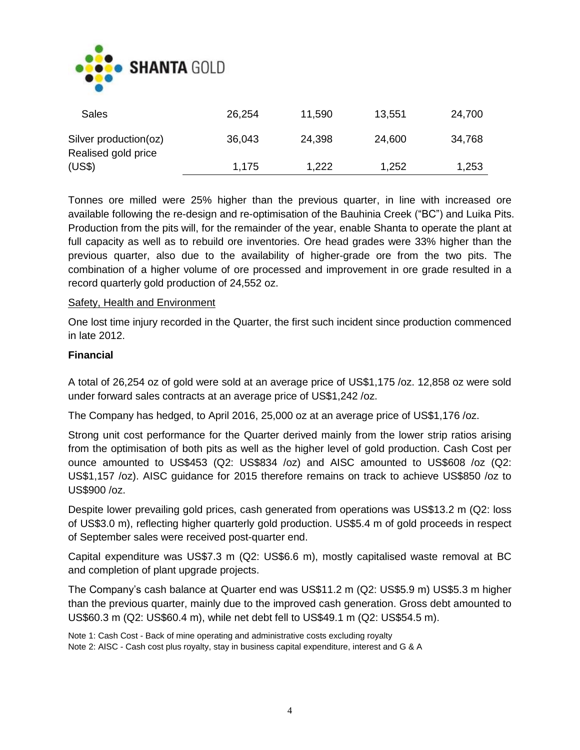| | | | | |
|---|---|---|---|---|
| Sales | 26,254 | 11,590 | 13,551 | 24,700 |
| Silver production(oz) | 36,043 | 24,398 | 24,600 | 34,768 |
| Realised gold price (US$) | 1,175 | 1,222 | 1,252 | 1,253 |

Tonnes ore milled were 25% higher than the previous quarter, in line with increased ore available following the re-design and re-optimisation of the Bauhinia Creek ("BC") and Luika Pits. Production from the pits will, for the remainder of the year, enable Shanta to operate the plant at full capacity as well as to rebuild ore inventories. Ore head grades were 33% higher than the previous quarter, also due to the availability of higher-grade ore from the two pits. The combination of a higher volume of ore processed and improvement in ore grade resulted in a record quarterly gold production of 24,552 oz.

Safety, Health and Environment

One lost time injury recorded in the Quarter, the first such incident since production commenced in late 2012.

**Financial**

A total of 26,254 oz of gold were sold at an average price of US$1,175 /oz. 12,858 oz were sold under forward sales contracts at an average price of US$1,242 /oz.

The Company has hedged, to April 2016, 25,000 oz at an average price of US$1,176 /oz.

Strong unit cost performance for the Quarter derived mainly from the lower strip ratios arising from the optimisation of both pits as well as the higher level of gold production. Cash Cost per ounce amounted to US$453 (Q2: US$834 /oz) and AISC amounted to US$608 /oz (Q2: US$1,157 /oz). AISC guidance for 2015 therefore remains on track to achieve US$850 /oz to US$900 /oz.

Despite lower prevailing gold prices, cash generated from operations was US$13.2 m (Q2: loss of US$3.0 m), reflecting higher quarterly gold production. US$5.4 m of gold proceeds in respect of September sales were received post-quarter end.

Capital expenditure was US$7.3 m (Q2: US$6.6 m), mostly capitalised waste removal at BC and completion of plant upgrade projects.

The Company's cash balance at Quarter end was US$11.2 m (Q2: US$5.9 m) US$5.3 m higher than the previous quarter, mainly due to the improved cash generation. Gross debt amounted to US$60.3 m (Q2: US$60.4 m), while net debt fell to US$49.1 m (Q2: US$54.5 m).

Note 1: Cash Cost - Back of mine operating and administrative costs excluding royalty
Note 2: AISC - Cash cost plus royalty, stay in business capital expenditure, interest and G & A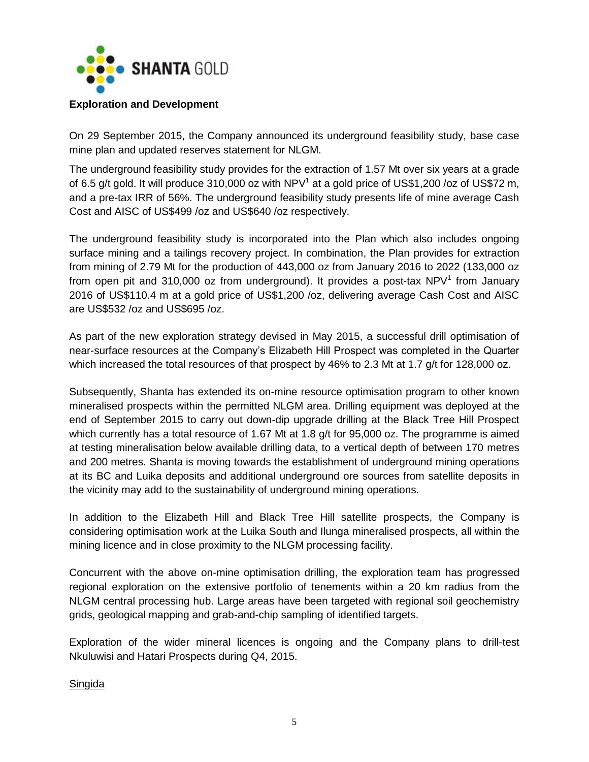**Exploration and Development**

On 29 September 2015, the Company announced its underground feasibility study, base case mine plan and updated reserves statement for NLGM.

The underground feasibility study provides for the extraction of 1.57 Mt over six years at a grade of 6.5 g/t gold. It will produce 310,000 oz with NPV[1] at a gold price of US$1,200 /oz of US$72 m, and a pre-tax IRR of 56%. The underground feasibility study presents life of mine average Cash Cost and AISC of US$499 /oz and US$640 /oz respectively.

The underground feasibility study is incorporated into the Plan which also includes ongoing surface mining and a tailings recovery project. In combination, the Plan provides for extraction from mining of 2.79 Mt for the production of 443,000 oz from January 2016 to 2022 (133,000 oz from open pit and 310,000 oz from underground). It provides a post-tax NPV[1] from January 2016 of US$110.4 m at a gold price of US$1,200 /oz, delivering average Cash Cost and AISC are US$532 /oz and US$695 /oz.

As part of the new exploration strategy devised in May 2015, a successful drill optimisation of near-surface resources at the Company's Elizabeth Hill Prospect was completed in the Quarter which increased the total resources of that prospect by 46% to 2.3 Mt at 1.7 g/t for 128,000 oz.

Subsequently, Shanta has extended its on-mine resource optimisation program to other known mineralised prospects within the permitted NLGM area. Drilling equipment was deployed at the end of September 2015 to carry out down-dip upgrade drilling at the Black Tree Hill Prospect which currently has a total resource of 1.67 Mt at 1.8 g/t for 95,000 oz. The programme is aimed at testing mineralisation below available drilling data, to a vertical depth of between 170 metres and 200 metres. Shanta is moving towards the establishment of underground mining operations at its BC and Luika deposits and additional underground ore sources from satellite deposits in the vicinity may add to the sustainability of underground mining operations.

In addition to the Elizabeth Hill and Black Tree Hill satellite prospects, the Company is considering optimisation work at the Luika South and Ilunga mineralised prospects, all within the mining licence and in close proximity to the NLGM processing facility.

Concurrent with the above on-mine optimisation drilling, the exploration team has progressed regional exploration on the extensive portfolio of tenements within a 20 km radius from the NLGM central processing hub. Large areas have been targeted with regional soil geochemistry grids, geological mapping and grab-and-chip sampling of identified targets.

Exploration of the wider mineral licences is ongoing and the Company plans to drill-test Nkuluwisi and Hatari Prospects during Q4, 2015.

Singida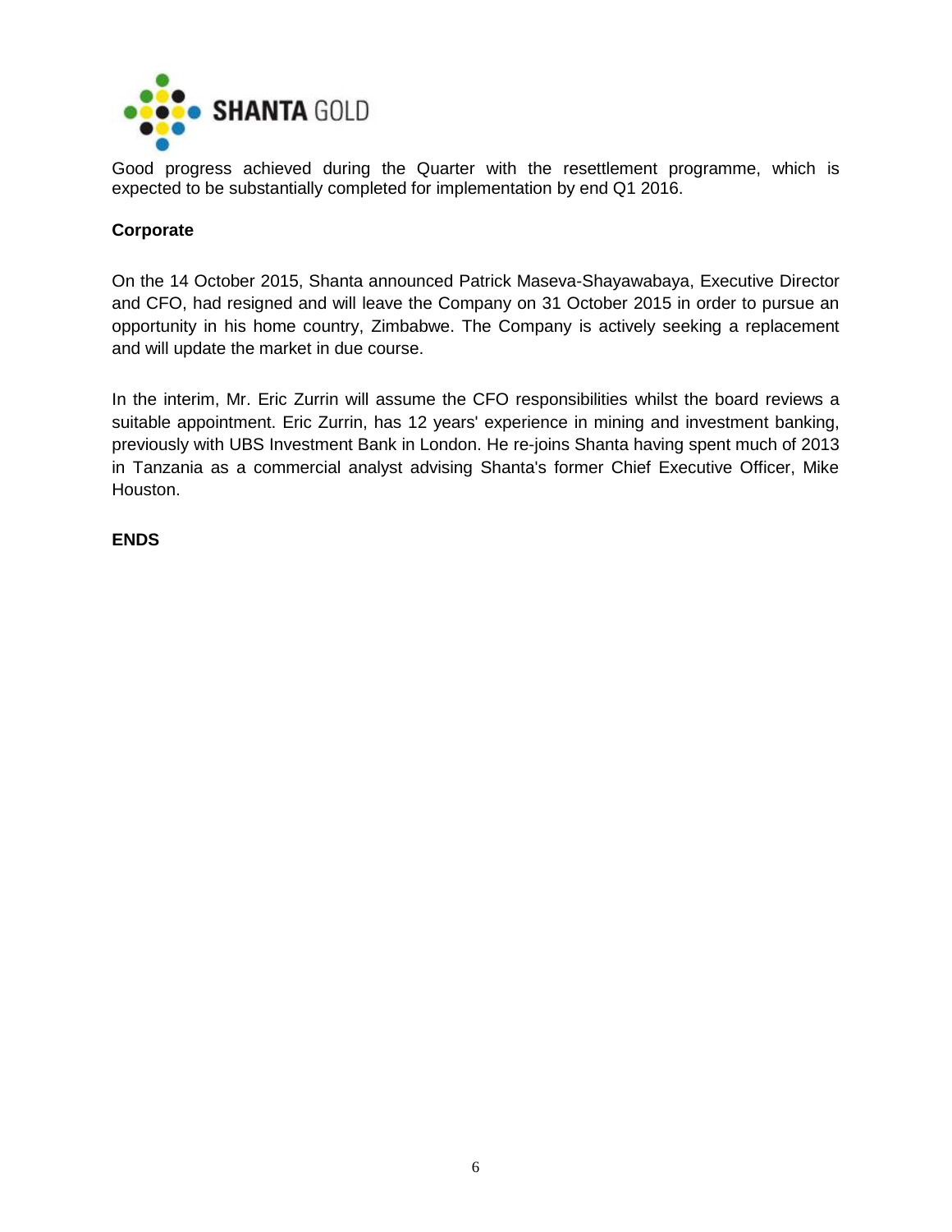Good progress achieved during the Quarter with the resettlement programme, which is expected to be substantially completed for implementation by end Q1 2016.

**Corporate**

On the 14 October 2015, Shanta announced Patrick Maseva-Shayawabaya, Executive Director and CFO, had resigned and will leave the Company on 31 October 2015 in order to pursue an opportunity in his home country, Zimbabwe. The Company is actively seeking a replacement and will update the market in due course.

In the interim, Mr. Eric Zurrin will assume the CFO responsibilities whilst the board reviews a suitable appointment. Eric Zurrin, has 12 years' experience in mining and investment banking, previously with UBS Investment Bank in London. He re-joins Shanta having spent much of 2013 in Tanzania as a commercial analyst advising Shanta's former Chief Executive Officer, Mike Houston.

**ENDS**